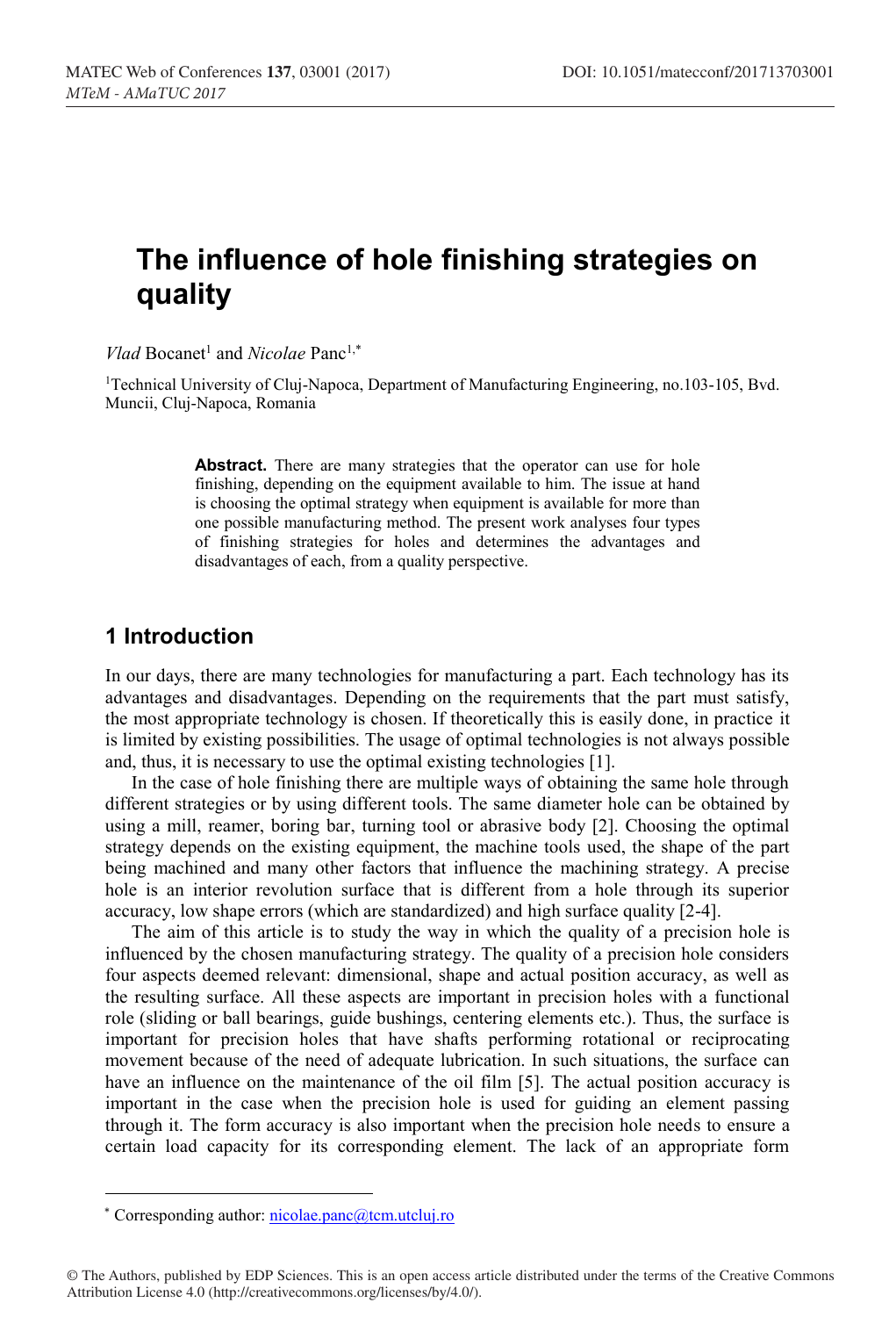# The influence of hole finishing strategies on quality

*Vlad* Bocanet[1] and *Nicolae* Panc[1,*]

[1]Technical University of Cluj-Napoca, Department of Manufacturing Engineering, no.103-105, Bvd. Muncii, Cluj-Napoca, Romania

> **Abstract.** There are many strategies that the operator can use for hole finishing, depending on the equipment available to him. The issue at hand is choosing the optimal strategy when equipment is available for more than one possible manufacturing method. The present work analyses four types of finishing strategies for holes and determines the advantages and disadvantages of each, from a quality perspective.

## 1 Introduction

In our days, there are many technologies for manufacturing a part. Each technology has its advantages and disadvantages. Depending on the requirements that the part must satisfy, the most appropriate technology is chosen. If theoretically this is easily done, in practice it is limited by existing possibilities. The usage of optimal technologies is not always possible and, thus, it is necessary to use the optimal existing technologies [1].

In the case of hole finishing there are multiple ways of obtaining the same hole through different strategies or by using different tools. The same diameter hole can be obtained by using a mill, reamer, boring bar, turning tool or abrasive body [2]. Choosing the optimal strategy depends on the existing equipment, the machine tools used, the shape of the part being machined and many other factors that influence the machining strategy. A precise hole is an interior revolution surface that is different from a hole through its superior accuracy, low shape errors (which are standardized) and high surface quality [2-4].

The aim of this article is to study the way in which the quality of a precision hole is influenced by the chosen manufacturing strategy. The quality of a precision hole considers four aspects deemed relevant: dimensional, shape and actual position accuracy, as well as the resulting surface. All these aspects are important in precision holes with a functional role (sliding or ball bearings, guide bushings, centering elements etc.). Thus, the surface is important for precision holes that have shafts performing rotational or reciprocating movement because of the need of adequate lubrication. In such situations, the surface can have an influence on the maintenance of the oil film [5]. The actual position accuracy is important in the case when the precision hole is used for guiding an element passing through it. The form accuracy is also important when the precision hole needs to ensure a certain load capacity for its corresponding element. The lack of an appropriate form

* Corresponding author: nicolae.panc@tcm.utcluj.ro

© The Authors, published by EDP Sciences. This is an open access article distributed under the terms of the Creative Commons Attribution License 4.0 (http://creativecommons.org/licenses/by/4.0/).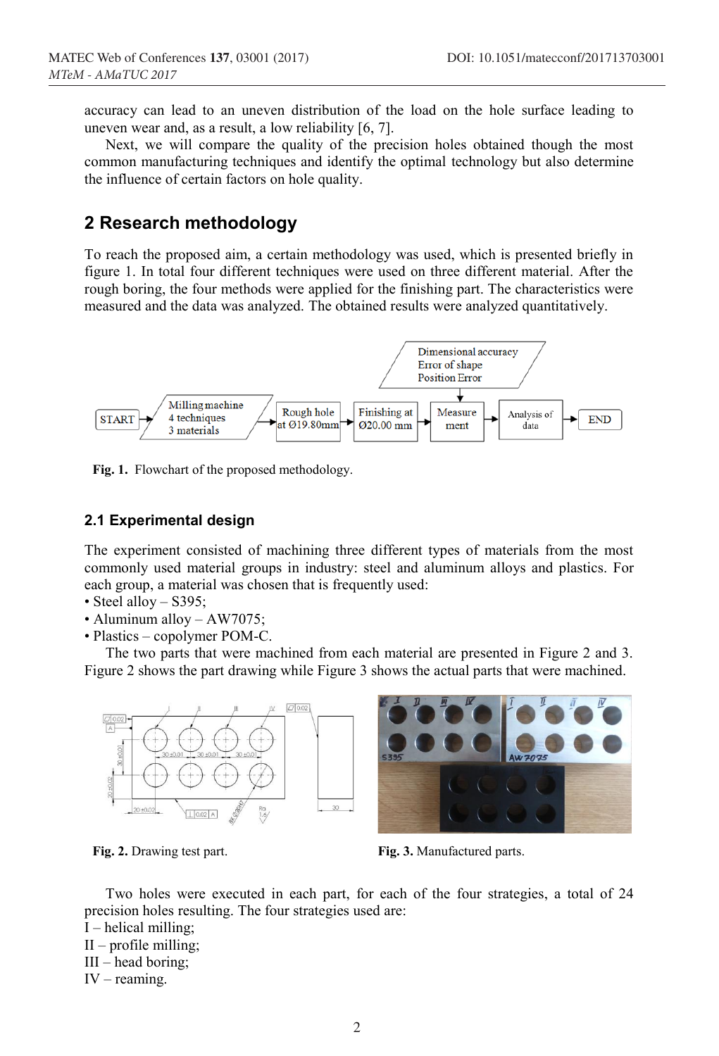accuracy can lead to an uneven distribution of the load on the hole surface leading to uneven wear and, as a result, a low reliability [6, 7].

Next, we will compare the quality of the precision holes obtained though the most common manufacturing techniques and identify the optimal technology but also determine the influence of certain factors on hole quality.

# 2 Research methodology

To reach the proposed aim, a certain methodology was used, which is presented briefly in figure 1. In total four different techniques were used on three different material. After the rough boring, the four methods were applied for the finishing part. The characteristics were measured and the data was analyzed. The obtained results were analyzed quantitatively.

Fig. 1. Flowchart of the proposed methodology.

## 2.1 Experimental design

The experiment consisted of machining three different types of materials from the most commonly used material groups in industry: steel and aluminum alloys and plastics. For each group, a material was chosen that is frequently used:

- Steel alloy – S395;
- Aluminum alloy – AW7075;
- Plastics – copolymer POM-C.

The two parts that were machined from each material are presented in Figure 2 and 3. Figure 2 shows the part drawing while Figure 3 shows the actual parts that were machined.

Fig. 2. Drawing test part.

Fig. 3. Manufactured parts.

Two holes were executed in each part, for each of the four strategies, a total of 24 precision holes resulting. The four strategies used are:

I – helical milling;
II – profile milling;
III – head boring;
IV – reaming.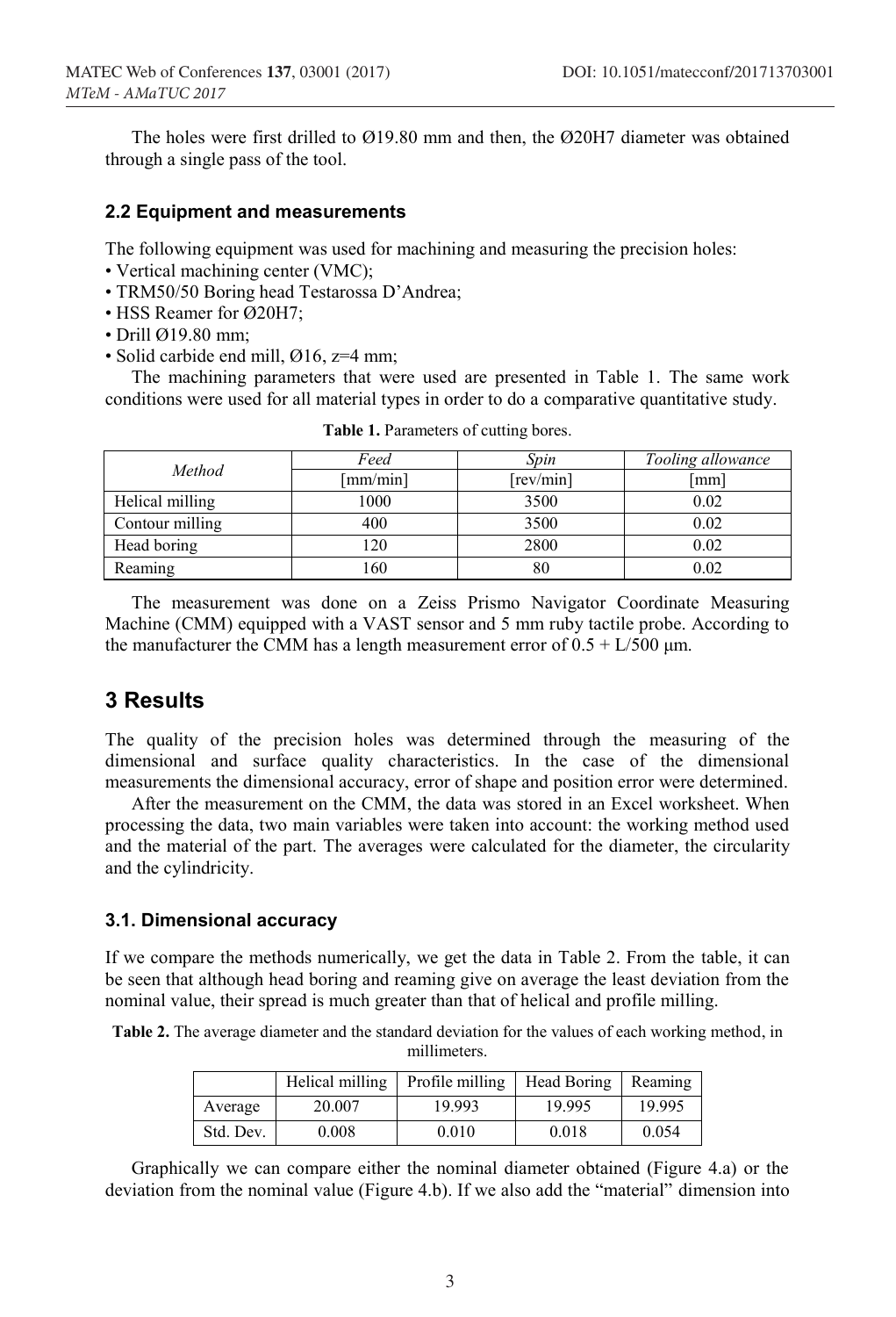The holes were first drilled to Ø19.80 mm and then, the Ø20H7 diameter was obtained through a single pass of the tool.

### 2.2 Equipment and measurements

The following equipment was used for machining and measuring the precision holes:

- Vertical machining center (VMC);
- TRM50/50 Boring head Testarossa D'Andrea;
- HSS Reamer for Ø20H7;
- Drill Ø19.80 mm;
- Solid carbide end mill, Ø16, z=4 mm;

The machining parameters that were used are presented in Table 1. The same work conditions were used for all material types in order to do a comparative quantitative study.

**Table 1.** Parameters of cutting bores.

| *Method* | *Feed* | *Spin* | *Tooling allowance* |
|---|---|---|---|
| | [mm/min] | [rev/min] | [mm] |
| Helical milling | 1000 | 3500 | 0.02 |
| Contour milling | 400 | 3500 | 0.02 |
| Head boring | 120 | 2800 | 0.02 |
| Reaming | 160 | 80 | 0.02 |

The measurement was done on a Zeiss Prismo Navigator Coordinate Measuring Machine (CMM) equipped with a VAST sensor and 5 mm ruby tactile probe. According to the manufacturer the CMM has a length measurement error of $0.5 + L/500$ µm.

## 3 Results

The quality of the precision holes was determined through the measuring of the dimensional and surface quality characteristics. In the case of the dimensional measurements the dimensional accuracy, error of shape and position error were determined.

After the measurement on the CMM, the data was stored in an Excel worksheet. When processing the data, two main variables were taken into account: the working method used and the material of the part. The averages were calculated for the diameter, the circularity and the cylindricity.

### 3.1. Dimensional accuracy

If we compare the methods numerically, we get the data in Table 2. From the table, it can be seen that although head boring and reaming give on average the least deviation from the nominal value, their spread is much greater than that of helical and profile milling.

**Table 2.** The average diameter and the standard deviation for the values of each working method, in millimeters.

| | Helical milling | Profile milling | Head Boring | Reaming |
|---|---|---|---|---|
| Average | 20.007 | 19.993 | 19.995 | 19.995 |
| Std. Dev. | 0.008 | 0.010 | 0.018 | 0.054 |

Graphically we can compare either the nominal diameter obtained (Figure 4.a) or the deviation from the nominal value (Figure 4.b). If we also add the "material" dimension into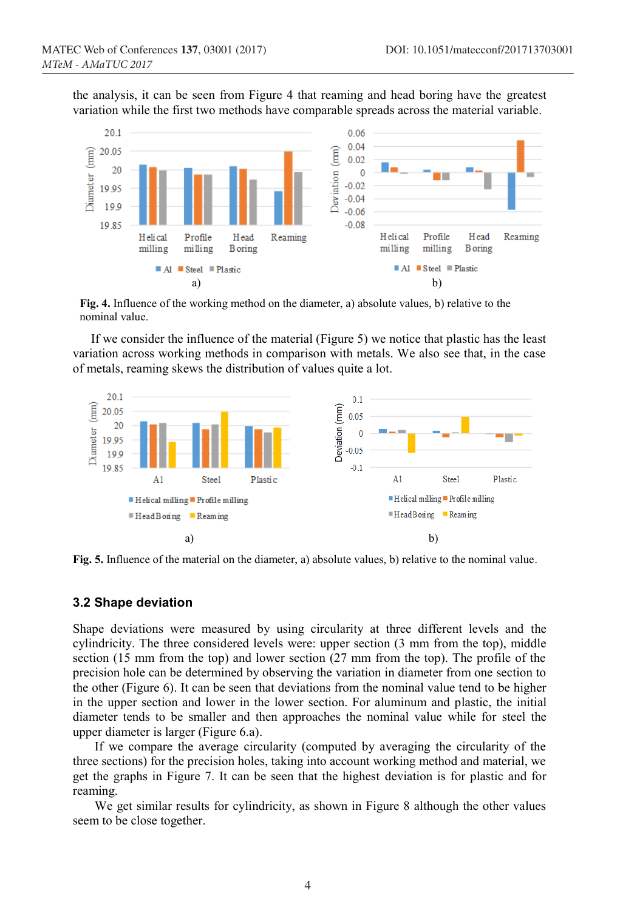the analysis, it can be seen from Figure 4 that reaming and head boring have the greatest variation while the first two methods have comparable spreads across the material variable.

**Fig. 4.** Influence of the working method on the diameter, a) absolute values, b) relative to the nominal value.

If we consider the influence of the material (Figure 5) we notice that plastic has the least variation across working methods in comparison with metals. We also see that, in the case of metals, reaming skews the distribution of values quite a lot.

**Fig. 5.** Influence of the material on the diameter, a) absolute values, b) relative to the nominal value.

### 3.2 Shape deviation

Shape deviations were measured by using circularity at three different levels and the cylindricity. The three considered levels were: upper section (3 mm from the top), middle section (15 mm from the top) and lower section (27 mm from the top). The profile of the precision hole can be determined by observing the variation in diameter from one section to the other (Figure 6). It can be seen that deviations from the nominal value tend to be higher in the upper section and lower in the lower section. For aluminum and plastic, the initial diameter tends to be smaller and then approaches the nominal value while for steel the upper diameter is larger (Figure 6.a).

If we compare the average circularity (computed by averaging the circularity of the three sections) for the precision holes, taking into account working method and material, we get the graphs in Figure 7. It can be seen that the highest deviation is for plastic and for reaming.

We get similar results for cylindricity, as shown in Figure 8 although the other values seem to be close together.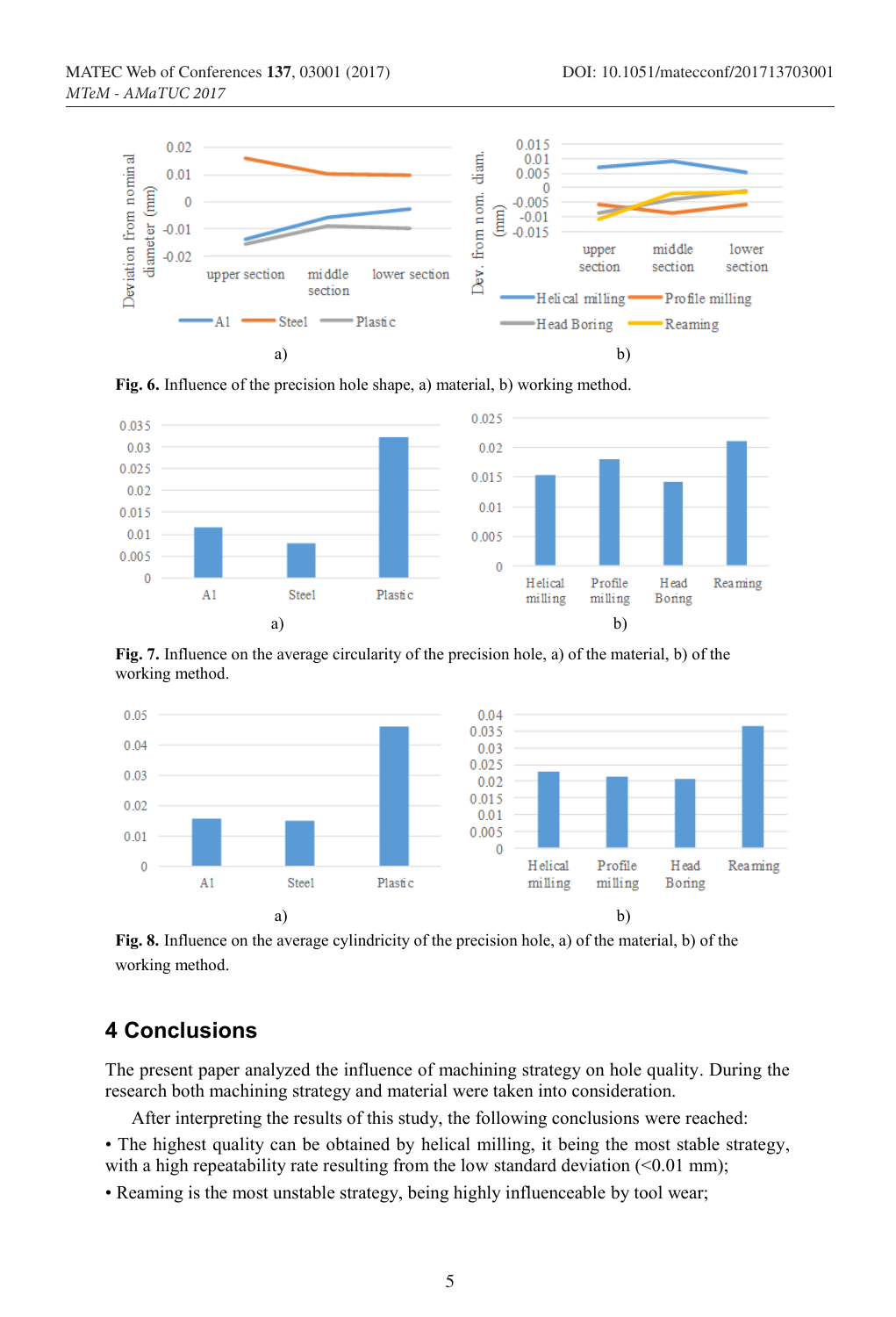Fig. 6. Influence of the precision hole shape, a) material, b) working method.

Fig. 7. Influence on the average circularity of the precision hole, a) of the material, b) of the working method.

Fig. 8. Influence on the average cylindricity of the precision hole, a) of the material, b) of the working method.

## 4 Conclusions

The present paper analyzed the influence of machining strategy on hole quality. During the research both machining strategy and material were taken into consideration.

After interpreting the results of this study, the following conclusions were reached:

- The highest quality can be obtained by helical milling, it being the most stable strategy, with a high repeatability rate resulting from the low standard deviation (<0.01 mm);
- Reaming is the most unstable strategy, being highly influenceable by tool wear;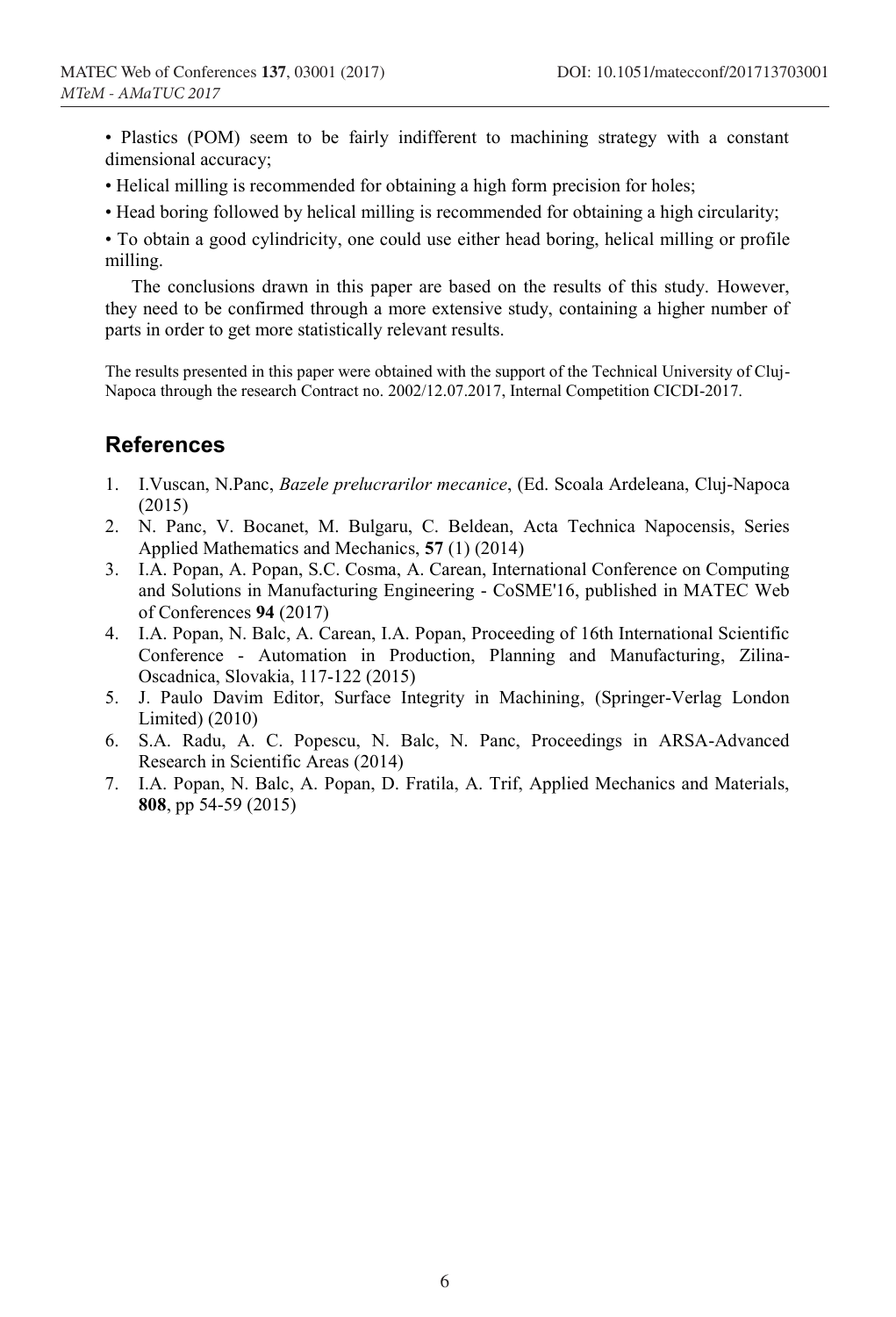- Plastics (POM) seem to be fairly indifferent to machining strategy with a constant dimensional accuracy;
- Helical milling is recommended for obtaining a high form precision for holes;
- Head boring followed by helical milling is recommended for obtaining a high circularity;
- To obtain a good cylindricity, one could use either head boring, helical milling or profile milling.

The conclusions drawn in this paper are based on the results of this study. However, they need to be confirmed through a more extensive study, containing a higher number of parts in order to get more statistically relevant results.

The results presented in this paper were obtained with the support of the Technical University of Cluj-Napoca through the research Contract no. 2002/12.07.2017, Internal Competition CICDI-2017.

## References

1. I.Vuscan, N.Panc, *Bazele prelucrarilor mecanice*, (Ed. Scoala Ardeleana, Cluj-Napoca (2015)
2. N. Panc, V. Bocanet, M. Bulgaru, C. Beldean, Acta Technica Napocensis, Series Applied Mathematics and Mechanics, **57** (1) (2014)
3. I.A. Popan, A. Popan, S.C. Cosma, A. Carean, International Conference on Computing and Solutions in Manufacturing Engineering - CoSME'16, published in MATEC Web of Conferences **94** (2017)
4. I.A. Popan, N. Balc, A. Carean, I.A. Popan, Proceeding of 16th International Scientific Conference - Automation in Production, Planning and Manufacturing, Zilina-Oscadnica, Slovakia, 117-122 (2015)
5. J. Paulo Davim Editor, Surface Integrity in Machining, (Springer-Verlag London Limited) (2010)
6. S.A. Radu, A. C. Popescu, N. Balc, N. Panc, Proceedings in ARSA-Advanced Research in Scientific Areas (2014)
7. I.A. Popan, N. Balc, A. Popan, D. Fratila, A. Trif, Applied Mechanics and Materials, **808**, pp 54-59 (2015)